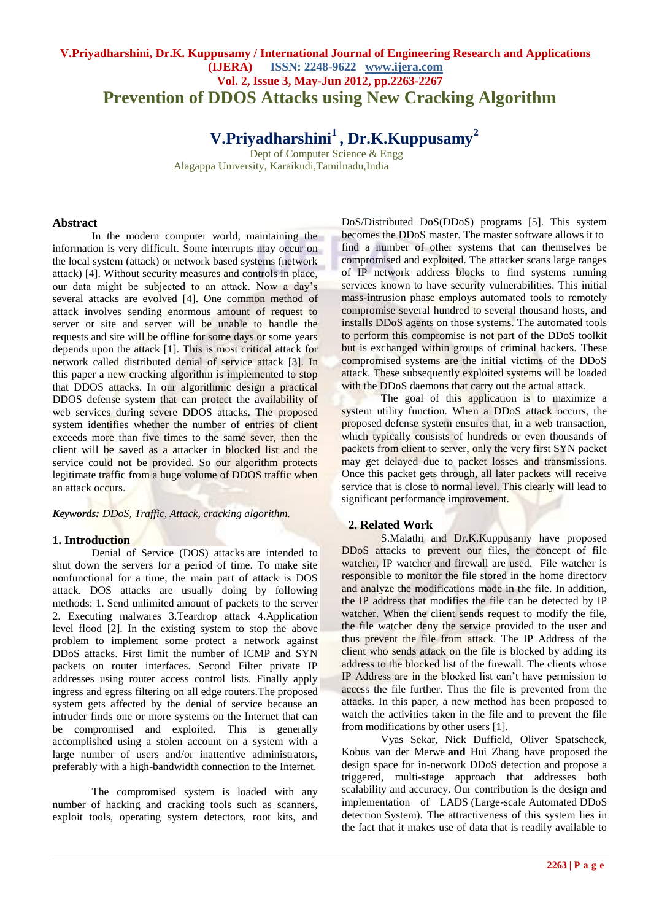# Prevention of DDOS Attacks using New Cracking Algorithm

**V.Priyadharshini[1] , Dr.K.Kuppusamy[2]**

Dept of Computer Science & Engg
Alagappa University, Karaikudi,Tamilnadu,India

## Abstract

In the modern computer world, maintaining the information is very difficult. Some interrupts may occur on the local system (attack) or network based systems (network attack) [4]. Without security measures and controls in place, our data might be subjected to an attack. Now a day's several attacks are evolved [4]. One common method of attack involves sending enormous amount of request to server or site and server will be unable to handle the requests and site will be offline for some days or some years depends upon the attack [1]. This is most critical attack for network called distributed denial of service attack [3]. In this paper a new cracking algorithm is implemented to stop that DDOS attacks. In our algorithmic design a practical DDOS defense system that can protect the availability of web services during severe DDOS attacks. The proposed system identifies whether the number of entries of client exceeds more than five times to the same sever, then the client will be saved as a attacker in blocked list and the service could not be provided. So our algorithm protects legitimate traffic from a huge volume of DDOS traffic when an attack occurs.

***Keywords:** DDoS, Traffic, Attack, cracking algorithm.*

## 1. Introduction

Denial of Service (DOS) attacks are intended to shut down the servers for a period of time. To make site nonfunctional for a time, the main part of attack is DOS attack. DOS attacks are usually doing by following methods: 1. Send unlimited amount of packets to the server 2. Executing malwares 3.Teardrop attack 4.Application level flood [2]. In the existing system to stop the above problem to implement some protect a network against DDoS attacks. First limit the number of ICMP and SYN packets on router interfaces. Second Filter private IP addresses using router access control lists. Finally apply ingress and egress filtering on all edge routers.The proposed system gets affected by the denial of service because an intruder finds one or more systems on the Internet that can be compromised and exploited. This is generally accomplished using a stolen account on a system with a large number of users and/or inattentive administrators, preferably with a high-bandwidth connection to the Internet.

The compromised system is loaded with any number of hacking and cracking tools such as scanners, exploit tools, operating system detectors, root kits, and DoS/Distributed DoS(DDoS) programs [5]. This system becomes the DDoS master. The master software allows it to find a number of other systems that can themselves be compromised and exploited. The attacker scans large ranges of IP network address blocks to find systems running services known to have security vulnerabilities. This initial mass-intrusion phase employs automated tools to remotely compromise several hundred to several thousand hosts, and installs DDoS agents on those systems. The automated tools to perform this compromise is not part of the DDoS toolkit but is exchanged within groups of criminal hackers. These compromised systems are the initial victims of the DDoS attack. These subsequently exploited systems will be loaded with the DDoS daemons that carry out the actual attack.

The goal of this application is to maximize a system utility function. When a DDoS attack occurs, the proposed defense system ensures that, in a web transaction, which typically consists of hundreds or even thousands of packets from client to server, only the very first SYN packet may get delayed due to packet losses and transmissions. Once this packet gets through, all later packets will receive service that is close to normal level. This clearly will lead to significant performance improvement.

## 2. Related Work

S.Malathi and Dr.K.Kuppusamy have proposed DDoS attacks to prevent our files, the concept of file watcher, IP watcher and firewall are used. File watcher is responsible to monitor the file stored in the home directory and analyze the modifications made in the file. In addition, the IP address that modifies the file can be detected by IP watcher. When the client sends request to modify the file, the file watcher deny the service provided to the user and thus prevent the file from attack. The IP Address of the client who sends attack on the file is blocked by adding its address to the blocked list of the firewall. The clients whose IP Address are in the blocked list can't have permission to access the file further. Thus the file is prevented from the attacks. In this paper, a new method has been proposed to watch the activities taken in the file and to prevent the file from modifications by other users [1].

Vyas Sekar, Nick Duffield, Oliver Spatscheck, Kobus van der Merwe **and** Hui Zhang have proposed the design space for in-network DDoS detection and propose a triggered, multi-stage approach that addresses both scalability and accuracy. Our contribution is the design and implementation of LADS (Large-scale Automated DDoS detection System). The attractiveness of this system lies in the fact that it makes use of data that is readily available to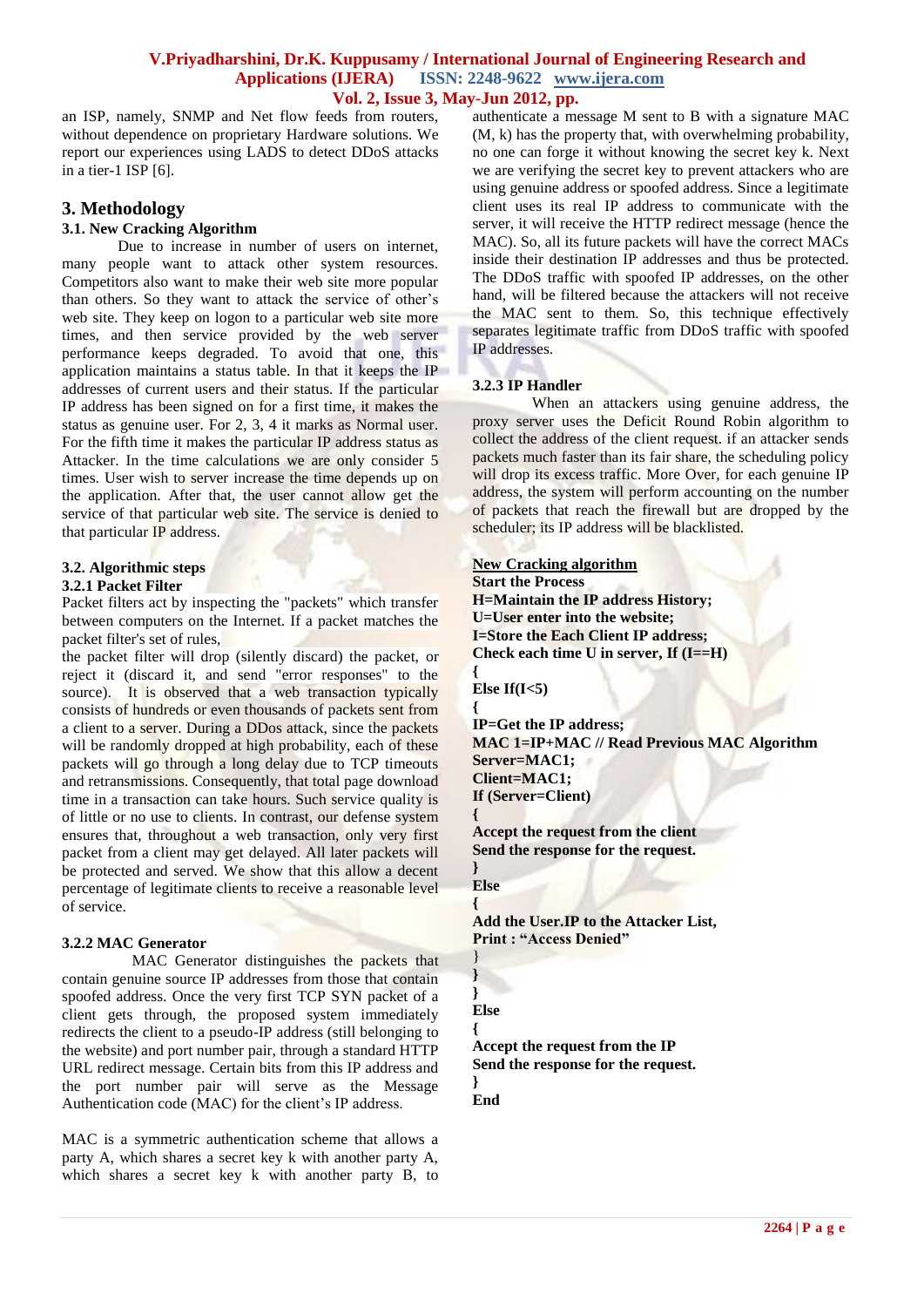an ISP, namely, SNMP and Net flow feeds from routers, without dependence on proprietary Hardware solutions. We report our experiences using LADS to detect DDoS attacks in a tier-1 ISP [6].

## 3. Methodology

### 3.1. New Cracking Algorithm

Due to increase in number of users on internet, many people want to attack other system resources. Competitors also want to make their web site more popular than others. So they want to attack the service of other's web site. They keep on logon to a particular web site more times, and then service provided by the web server performance keeps degraded. To avoid that one, this application maintains a status table. In that it keeps the IP addresses of current users and their status. If the particular IP address has been signed on for a first time, it makes the status as genuine user. For 2, 3, 4 it marks as Normal user. For the fifth time it makes the particular IP address status as Attacker. In the time calculations we are only consider 5 times. User wish to server increase the time depends up on the application. After that, the user cannot allow get the service of that particular web site. The service is denied to that particular IP address.

### 3.2. Algorithmic steps

#### 3.2.1 Packet Filter

Packet filters act by inspecting the "packets" which transfer between computers on the Internet. If a packet matches the packet filter's set of rules,
the packet filter will drop (silently discard) the packet, or reject it (discard it, and send "error responses" to the source). It is observed that a web transaction typically consists of hundreds or even thousands of packets sent from a client to a server. During a DDos attack, since the packets will be randomly dropped at high probability, each of these packets will go through a long delay due to TCP timeouts and retransmissions. Consequently, that total page download time in a transaction can take hours. Such service quality is of little or no use to clients. In contrast, our defense system ensures that, throughout a web transaction, only very first packet from a client may get delayed. All later packets will be protected and served. We show that this allow a decent percentage of legitimate clients to receive a reasonable level of service.

#### 3.2.2 MAC Generator

MAC Generator distinguishes the packets that contain genuine source IP addresses from those that contain spoofed address. Once the very first TCP SYN packet of a client gets through, the proposed system immediately redirects the client to a pseudo-IP address (still belonging to the website) and port number pair, through a standard HTTP URL redirect message. Certain bits from this IP address and the port number pair will serve as the Message Authentication code (MAC) for the client's IP address.

MAC is a symmetric authentication scheme that allows a party A, which shares a secret key k with another party A, which shares a secret key k with another party B, to authenticate a message M sent to B with a signature MAC (M, k) has the property that, with overwhelming probability, no one can forge it without knowing the secret key k. Next we are verifying the secret key to prevent attackers who are using genuine address or spoofed address. Since a legitimate client uses its real IP address to communicate with the server, it will receive the HTTP redirect message (hence the MAC). So, all its future packets will have the correct MACs inside their destination IP addresses and thus be protected. The DDoS traffic with spoofed IP addresses, on the other hand, will be filtered because the attackers will not receive the MAC sent to them. So, this technique effectively separates legitimate traffic from DDoS traffic with spoofed IP addresses.

#### 3.2.3 IP Handler

When an attackers using genuine address, the proxy server uses the Deficit Round Robin algorithm to collect the address of the client request. if an attacker sends packets much faster than its fair share, the scheduling policy will drop its excess traffic. More Over, for each genuine IP address, the system will perform accounting on the number of packets that reach the firewall but are dropped by the scheduler; its IP address will be blacklisted.

<u>New Cracking algorithm</u>

```
Start the Process
H=Maintain the IP address History;
U=User enter into the website;
I=Store the Each Client IP address;
Check each time U in server, If (I==H)
{
Else If(I<5)
{
IP=Get the IP address;
MAC 1=IP+MAC // Read Previous MAC Algorithm
Server=MAC1;
Client=MAC1;
If (Server=Client)
{
Accept the request from the client
Send the response for the request.
}
Else
{
Add the User.IP to the Attacker List,
Print : "Access Denied"
}
}
}
Else
{
Accept the request from the IP
Send the response for the request.
}
End
```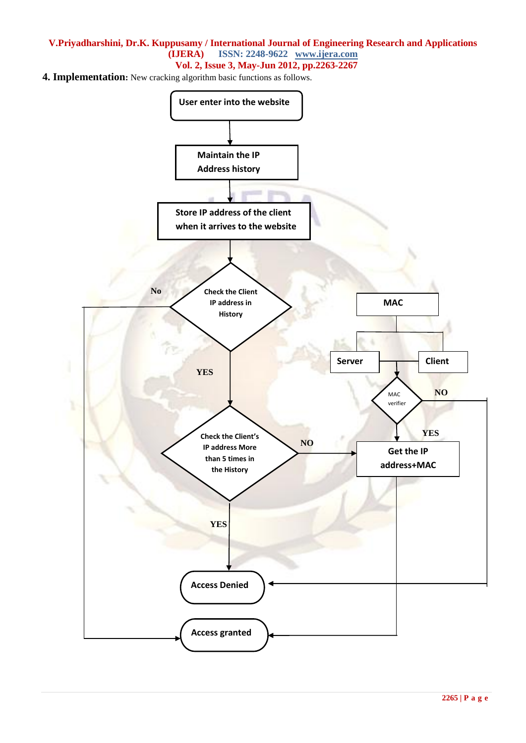**4. Implementation:** New cracking algorithm basic functions as follows.

User enter into the website

Maintain the IP Address history

Store IP address of the client when it arrives to the website

Check the Client IP address in History

No

YES

Check the Client's IP address More than 5 times in the History

NO

YES

MAC

Server

Client

MAC verifier

NO

YES

Get the IP address+MAC

Access Denied

Access granted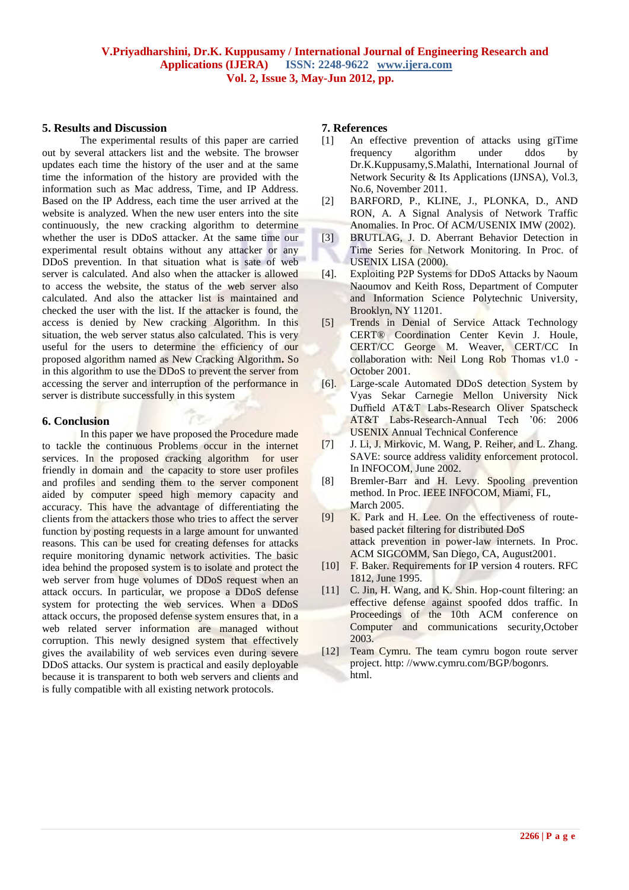## 5. Results and Discussion

The experimental results of this paper are carried out by several attackers list and the website. The browser updates each time the history of the user and at the same time the information of the history are provided with the information such as Mac address, Time, and IP Address. Based on the IP Address, each time the user arrived at the website is analyzed. When the new user enters into the site continuously, the new cracking algorithm to determine whether the user is DDoS attacker. At the same time our experimental result obtains without any attacker or any DDoS prevention. In that situation what is sate of web server is calculated. And also when the attacker is allowed to access the website, the status of the web server also calculated. And also the attacker list is maintained and checked the user with the list. If the attacker is found, the access is denied by New cracking Algorithm. In this situation, the web server status also calculated. This is very useful for the users to determine the efficiency of our proposed algorithm named as New Cracking Algorithm**.** So in this algorithm to use the DDoS to prevent the server from accessing the server and interruption of the performance in server is distribute successfully in this system

## 6. Conclusion

In this paper we have proposed the Procedure made to tackle the continuous Problems occur in the internet services. In the proposed cracking algorithm for user friendly in domain and the capacity to store user profiles and profiles and sending them to the server component aided by computer speed high memory capacity and accuracy. This have the advantage of differentiating the clients from the attackers those who tries to affect the server function by posting requests in a large amount for unwanted reasons. This can be used for creating defenses for attacks require monitoring dynamic network activities. The basic idea behind the proposed system is to isolate and protect the web server from huge volumes of DDoS request when an attack occurs. In particular, we propose a DDoS defense system for protecting the web services. When a DDoS attack occurs, the proposed defense system ensures that, in a web related server information are managed without corruption. This newly designed system that effectively gives the availability of web services even during severe DDoS attacks. Our system is practical and easily deployable because it is transparent to both web servers and clients and is fully compatible with all existing network protocols.

## 7. References

[1] An effective prevention of attacks using giTime frequency algorithm under ddos by Dr.K.Kuppusamy,S.Malathi, International Journal of Network Security & Its Applications (IJNSA), Vol.3, No.6, November 2011.

[2] BARFORD, P., KLINE, J., PLONKA, D., AND RON, A. A Signal Analysis of Network Traffic Anomalies. In Proc. Of ACM/USENIX IMW (2002).

[3] BRUTLAG, J. D. Aberrant Behavior Detection in Time Series for Network Monitoring. In Proc. of USENIX LISA (2000).

[4]. Exploiting P2P Systems for DDoS Attacks by Naoum Naoumov and Keith Ross, Department of Computer and Information Science Polytechnic University, Brooklyn, NY 11201.

[5] Trends in Denial of Service Attack Technology CERT® Coordination Center Kevin J. Houle, CERT/CC George M. Weaver, CERT/CC In collaboration with: Neil Long Rob Thomas v1.0 - October 2001.

[6]. Large-scale Automated DDoS detection System by Vyas Sekar Carnegie Mellon University Nick Duffield AT&T Labs-Research Oliver Spatscheck AT&T Labs-Research-Annual Tech '06: 2006 USENIX Annual Technical Conference

[7] J. Li, J. Mirkovic, M. Wang, P. Reiher, and L. Zhang. SAVE: source address validity enforcement protocol. In INFOCOM, June 2002.

[8] Bremler-Barr and H. Levy. Spooling prevention method. In Proc. IEEE INFOCOM, Miami, FL, March 2005.

[9] K. Park and H. Lee. On the effectiveness of route-based packet filtering for distributed DoS attack prevention in power-law internets. In Proc. ACM SIGCOMM, San Diego, CA, August2001.

[10] F. Baker. Requirements for IP version 4 routers. RFC 1812, June 1995.

[11] C. Jin, H. Wang, and K. Shin. Hop-count filtering: an effective defense against spoofed ddos traffic. In Proceedings of the 10th ACM conference on Computer and communications security,October 2003.

[12] Team Cymru. The team cymru bogon route server project. http: //www.cymru.com/BGP/bogonrs. html.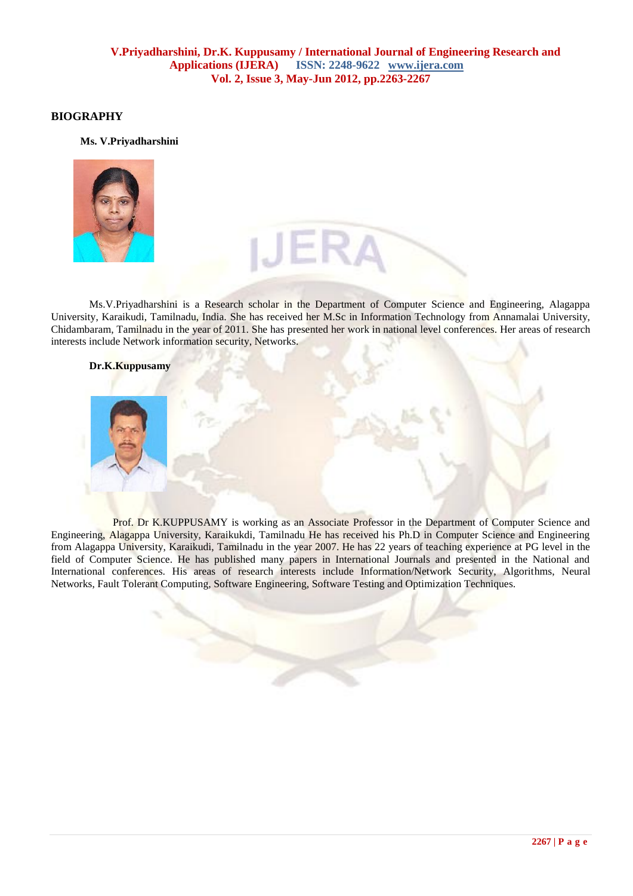## BIOGRAPHY

**Ms. V.Priyadharshini**

Ms.V.Priyadharshini is a Research scholar in the Department of Computer Science and Engineering, Alagappa University, Karaikudi, Tamilnadu, India. She has received her M.Sc in Information Technology from Annamalai University, Chidambaram, Tamilnadu in the year of 2011. She has presented her work in national level conferences. Her areas of research interests include Network information security, Networks.

**Dr.K.Kuppusamy**

Prof. Dr K.KUPPUSAMY is working as an Associate Professor in the Department of Computer Science and Engineering, Alagappa University, Karaikukdi, Tamilnadu He has received his Ph.D in Computer Science and Engineering from Alagappa University, Karaikudi, Tamilnadu in the year 2007. He has 22 years of teaching experience at PG level in the field of Computer Science. He has published many papers in International Journals and presented in the National and International conferences. His areas of research interests include Information/Network Security, Algorithms, Neural Networks, Fault Tolerant Computing, Software Engineering, Software Testing and Optimization Techniques.